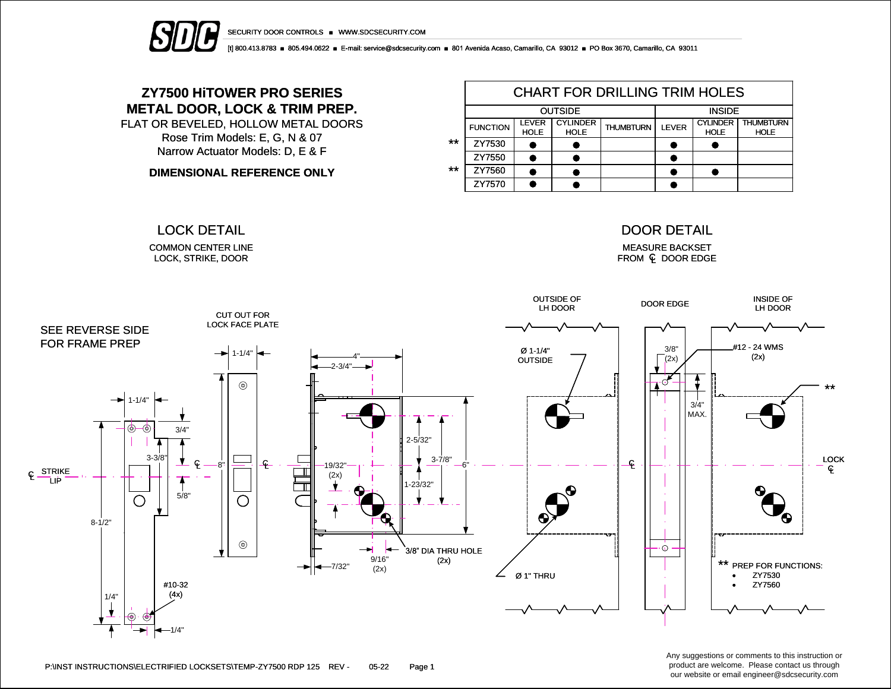# ZY7500 HiTOWER PRO SERIES
# METAL DOOR, LOCK & TRIM PREP.

FLAT OR BEVELED, HOLLOW METAL DOORS

Rose Trim Models: E, G, N & 07

Narrow Actuator Models: D, E & F

**DIMENSIONAL REFERENCE ONLY**

## CHART FOR DRILLING TRIM HOLES

| | OUTSIDE | | | | INSIDE | | |
|---|---|---|---|---|---|---|---|
| FUNCTION | LEVER HOLE | CYLINDER HOLE | THUMBTURN | LEVER | CYLINDER HOLE | THUMBTURN HOLE |
| ** ZY7530 | ● | ● | | ● | ● | |
| ZY7550 | ● | ● | | ● | | |
| ** ZY7560 | ● | ● | | ● | ● | |
| ZY7570 | ● | ● | | ● | | |

## LOCK DETAIL

COMMON CENTER LINE
LOCK, STRIKE, DOOR

SEE REVERSE SIDE FOR FRAME PREP

CUT OUT FOR LOCK FACE PLATE

1-1/4", 3/4", 3-3/8", 5/8", 8-1/2", 1/4", 1/4", ℄ STRIKE LIP, #10-32 (4x), 8", 4", 2-3/4", 2-5/32", 3-7/8", 6", 19/32" (2x), 1-23/32", 7/32", 9/16" (2x), 3/8" DIA THRU HOLE (2x)

## DOOR DETAIL

MEASURE BACKSET
FROM ℄ DOOR EDGE

OUTSIDE OF LH DOOR | DOOR EDGE | INSIDE OF LH DOOR

Ø 1-1/4" OUTSIDE

Ø 1" THRU

3/8" (2x)

3/4" MAX.

#12 - 24 WMS (2x)

LOCK ℄

** PREP FOR FUNCTIONS:
- ZY7530
- ZY7560

P:\INST INSTRUCTIONS\ELECTRIFIED LOCKSETS\TEMP-ZY7500 RDP 125 REV - 05-22

Any suggestions or comments to this instruction or product are welcome. Please contact us through our website or email engineer@sdcsecurity.com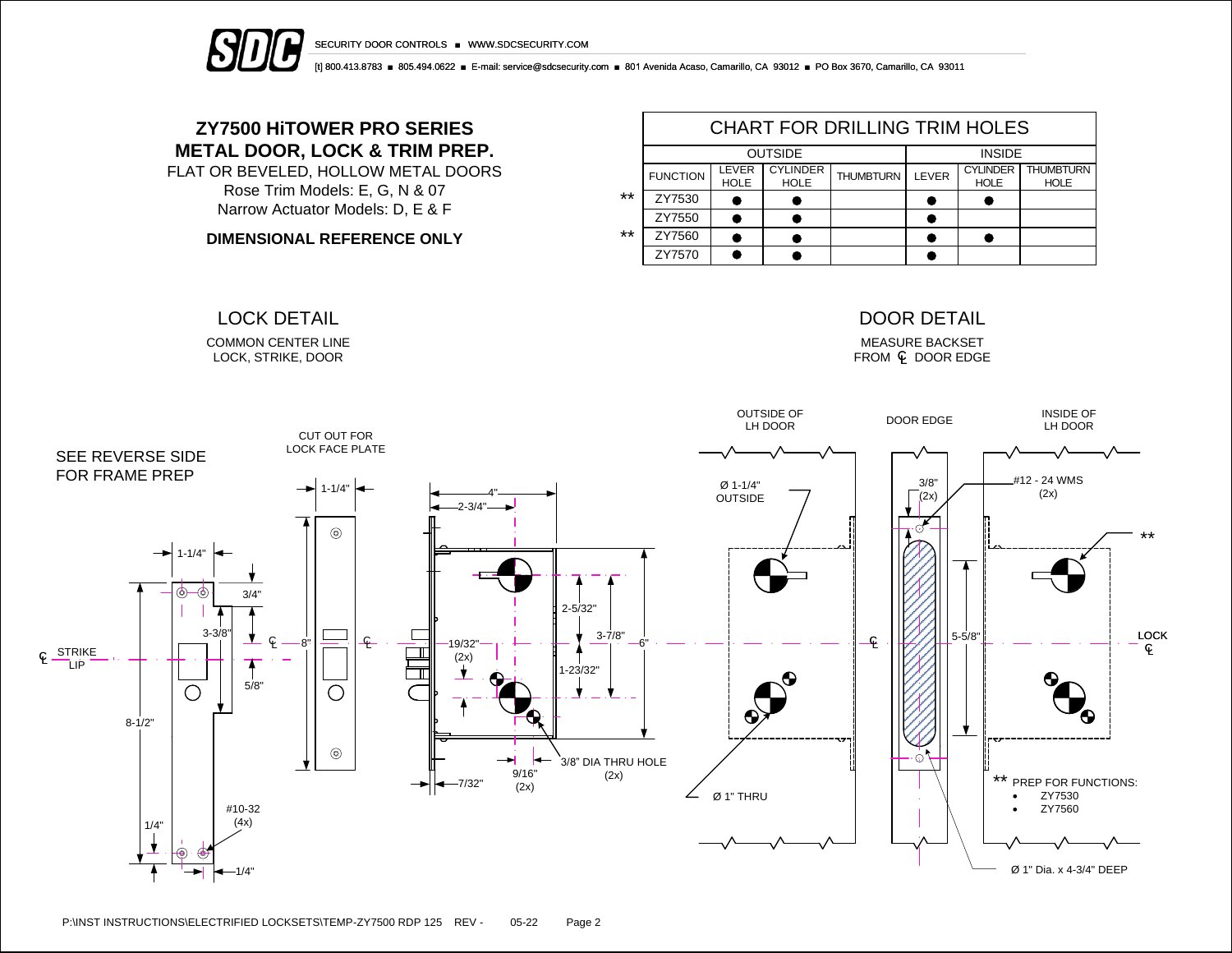SDC SECURITY DOOR CONTROLS ■ WWW.SDCSECURITY.COM

[t] 800.413.8783 ■ 805.494.0622 ■ E-mail: service@sdcsecurity.com ■ 801 Avenida Acaso, Camarillo, CA 93012 ■ PO Box 3670, Camarillo, CA 93011

# ZY7500 HiTOWER PRO SERIES
# METAL DOOR, LOCK & TRIM PREP.

FLAT OR BEVELED, HOLLOW METAL DOORS

Rose Trim Models: E, G, N & 07

Narrow Actuator Models: D, E & F

**DIMENSIONAL REFERENCE ONLY**

## CHART FOR DRILLING TRIM HOLES

| | OUTSIDE | | | | INSIDE | | |
|---|---|---|---|---|---|---|---|
| FUNCTION | LEVER HOLE | CYLINDER HOLE | THUMBTURN | LEVER | CYLINDER HOLE | THUMBTURN HOLE |
| ** ZY7530 | ● | ● | | ● | ● | |
| ZY7550 | ● | ● | | ● | | |
| ** ZY7560 | ● | ● | | ● | ● | |
| ZY7570 | ● | ● | | ● | | |

## LOCK DETAIL

COMMON CENTER LINE LOCK, STRIKE, DOOR

SEE REVERSE SIDE FOR FRAME PREP

CUT OUT FOR LOCK FACE PLATE

1-1/4" · 3/4" · 3-3/8" · 5/8" · 8-1/2" · 1/4" · 1/4" · #10-32 (4x) · ℄ STRIKE LIP · 1-1/4" · 8" · 4" · 2-3/4" · 2-5/32" · 3-7/8" · 6" · 19/32" (2x) · 1-23/32" · 9/16" (2x) · 7/32" · 3/8" DIA THRU HOLE (2x)

## DOOR DETAIL

MEASURE BACKSET FROM ℄ DOOR EDGE

OUTSIDE OF LH DOOR · DOOR EDGE · INSIDE OF LH DOOR

Ø 1-1/4" OUTSIDE · Ø 1" THRU · 3/8" (2x) · #12 - 24 WMS (2x) · 5-5/8" · LOCK ℄ · Ø 1" Dia. x 4-3/4" DEEP

** PREP FOR FUNCTIONS:

- ZY7530
- ZY7560

P:\INST INSTRUCTIONS\ELECTRIFIED LOCKSETS\TEMP-ZY7500 RDP 125 REV - 05-22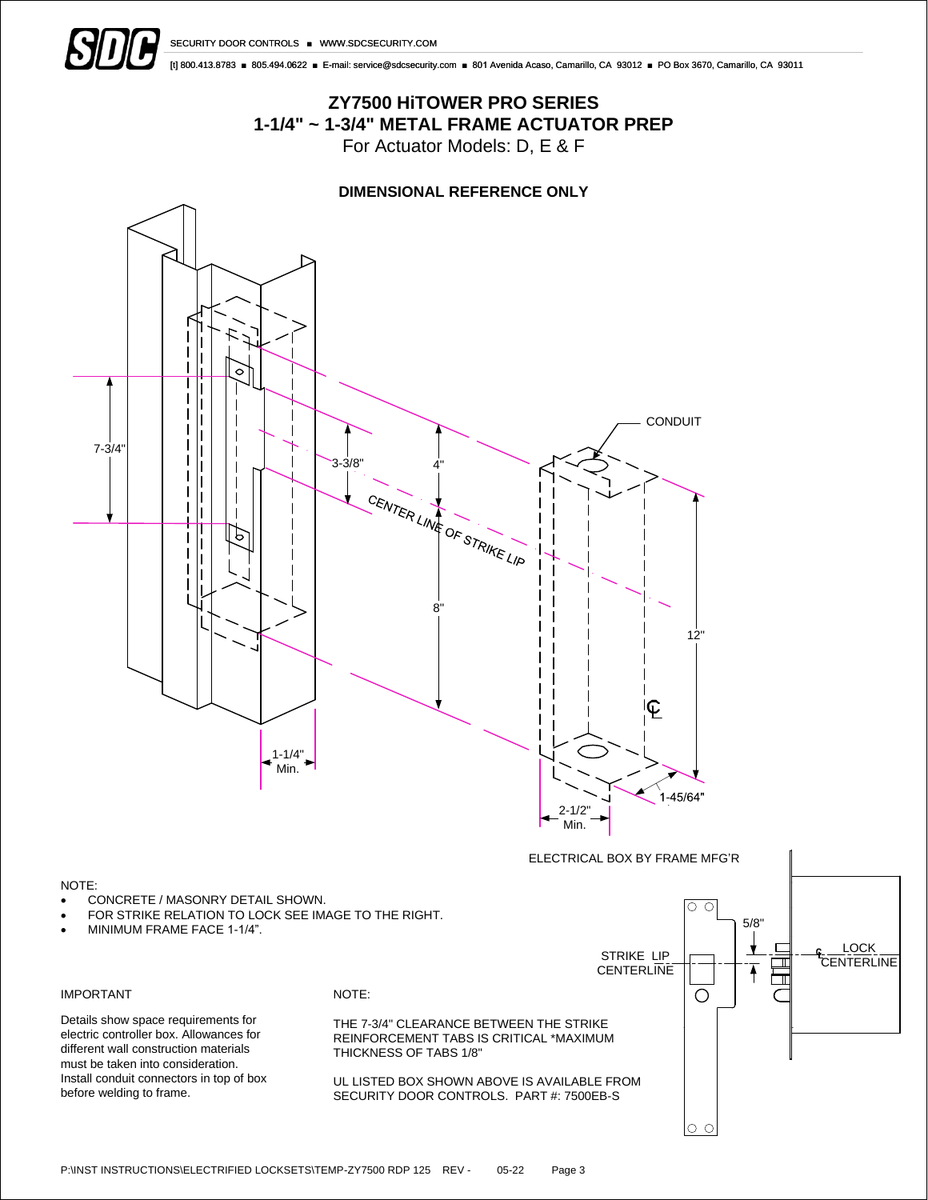SECURITY DOOR CONTROLS ■ WWW.SDCSECURITY.COM

[t] 800.413.8783 ■ 805.494.0622 ■ E-mail: service@sdcsecurity.com ■ 801 Avenida Acaso, Camarillo, CA 93012 ■ PO Box 3670, Camarillo, CA 93011

# ZY7500 HiTOWER PRO SERIES
# 1-1/4" ~ 1-3/4" METAL FRAME ACTUATOR PREP

For Actuator Models: D, E & F

## DIMENSIONAL REFERENCE ONLY

CONDUIT

7-3/4"

3-3/8"

4"

CENTER LINE OF STRIKE LIP

8"

12"

1-1/4"
Min.

2-1/2"
Min.

1-45/64"

ELECTRICAL BOX BY FRAME MFG'R

5/8"

STRIKE LIP
CENTERLINE

LOCK
CENTERLINE

NOTE:

- CONCRETE / MASONRY DETAIL SHOWN.
- FOR STRIKE RELATION TO LOCK SEE IMAGE TO THE RIGHT.
- MINIMUM FRAME FACE 1-1/4".

IMPORTANT

Details show space requirements for electric controller box. Allowances for different wall construction materials must be taken into consideration. Install conduit connectors in top of box before welding to frame.

NOTE:

THE 7-3/4" CLEARANCE BETWEEN THE STRIKE REINFORCEMENT TABS IS CRITICAL *MAXIMUM THICKNESS OF TABS 1/8"

UL LISTED BOX SHOWN ABOVE IS AVAILABLE FROM SECURITY DOOR CONTROLS. PART #: 7500EB-S

P:\INST INSTRUCTIONS\ELECTRIFIED LOCKSETS\TEMP-ZY7500 RDP 125 REV - 05-22